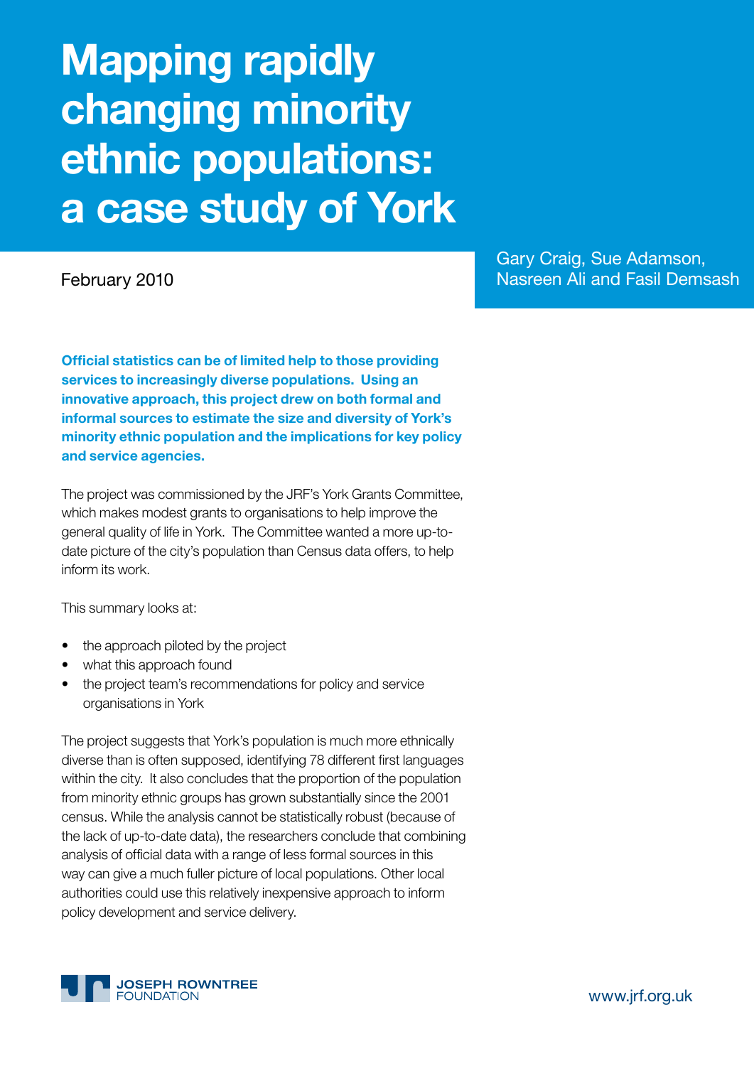# Mapping rapidly changing minority ethnic populations: a case study of York

February 2010

Gary Craig, Sue Adamson, Nasreen Ali and Fasil Demsash

**Official statistics can be of limited help to those providing services to increasingly diverse populations. Using an innovative approach, this project drew on both formal and informal sources to estimate the size and diversity of York's minority ethnic population and the implications for key policy and service agencies.**

The project was commissioned by the JRF's York Grants Committee, which makes modest grants to organisations to help improve the general quality of life in York. The Committee wanted a more up-to-date picture of the city's population than Census data offers, to help inform its work.

This summary looks at:

- the approach piloted by the project
- what this approach found
- the project team's recommendations for policy and service organisations in York

The project suggests that York's population is much more ethnically diverse than is often supposed, identifying 78 different first languages within the city. It also concludes that the proportion of the population from minority ethnic groups has grown substantially since the 2001 census. While the analysis cannot be statistically robust (because of the lack of up-to-date data), the researchers conclude that combining analysis of official data with a range of less formal sources in this way can give a much fuller picture of local populations. Other local authorities could use this relatively inexpensive approach to inform policy development and service delivery.

JOSEPH ROWNTREE FOUNDATION

www.jrf.org.uk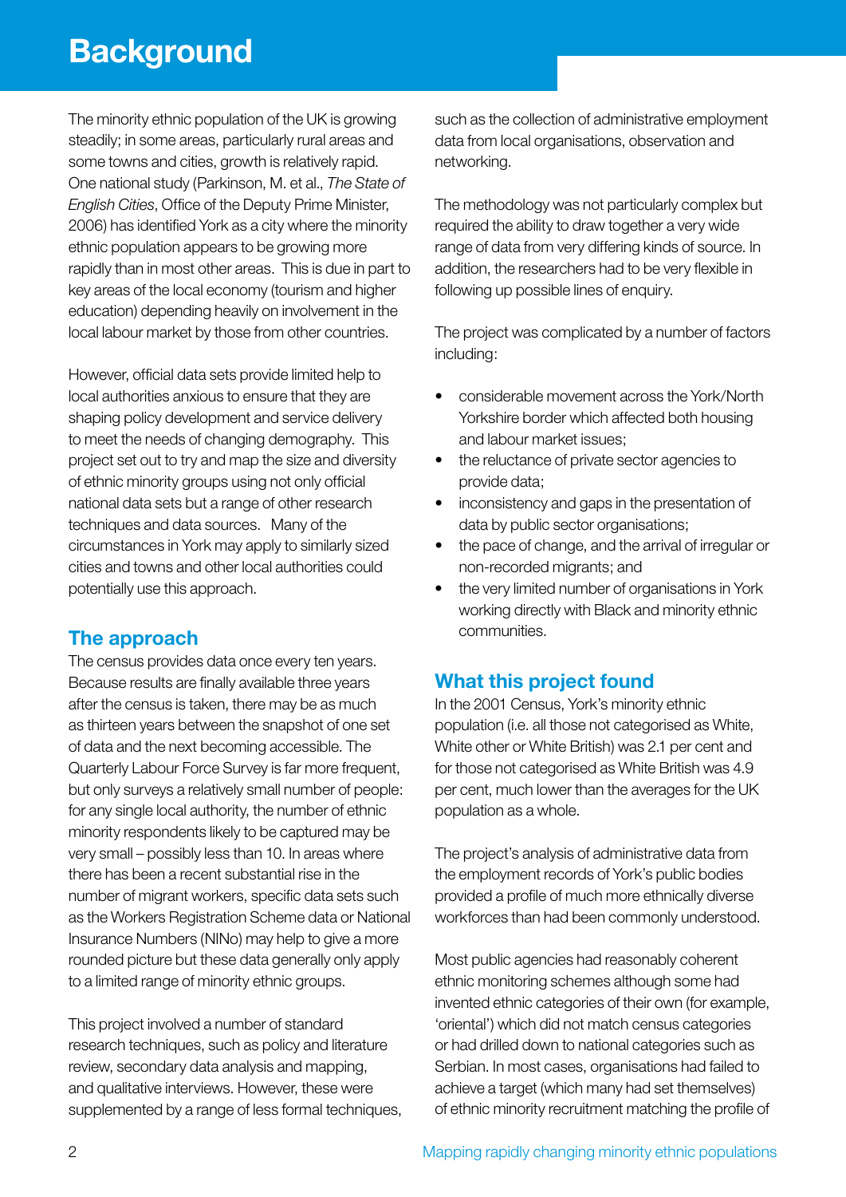# Background

The minority ethnic population of the UK is growing steadily; in some areas, particularly rural areas and some towns and cities, growth is relatively rapid. One national study (Parkinson, M. et al., *The State of English Cities*, Office of the Deputy Prime Minister, 2006) has identified York as a city where the minority ethnic population appears to be growing more rapidly than in most other areas. This is due in part to key areas of the local economy (tourism and higher education) depending heavily on involvement in the local labour market by those from other countries.

However, official data sets provide limited help to local authorities anxious to ensure that they are shaping policy development and service delivery to meet the needs of changing demography. This project set out to try and map the size and diversity of ethnic minority groups using not only official national data sets but a range of other research techniques and data sources. Many of the circumstances in York may apply to similarly sized cities and towns and other local authorities could potentially use this approach.

## The approach

The census provides data once every ten years. Because results are finally available three years after the census is taken, there may be as much as thirteen years between the snapshot of one set of data and the next becoming accessible. The Quarterly Labour Force Survey is far more frequent, but only surveys a relatively small number of people: for any single local authority, the number of ethnic minority respondents likely to be captured may be very small – possibly less than 10. In areas where there has been a recent substantial rise in the number of migrant workers, specific data sets such as the Workers Registration Scheme data or National Insurance Numbers (NINo) may help to give a more rounded picture but these data generally only apply to a limited range of minority ethnic groups.

This project involved a number of standard research techniques, such as policy and literature review, secondary data analysis and mapping, and qualitative interviews. However, these were supplemented by a range of less formal techniques, such as the collection of administrative employment data from local organisations, observation and networking.

The methodology was not particularly complex but required the ability to draw together a very wide range of data from very differing kinds of source. In addition, the researchers had to be very flexible in following up possible lines of enquiry.

The project was complicated by a number of factors including:

- considerable movement across the York/North Yorkshire border which affected both housing and labour market issues;
- the reluctance of private sector agencies to provide data;
- inconsistency and gaps in the presentation of data by public sector organisations;
- the pace of change, and the arrival of irregular or non-recorded migrants; and
- the very limited number of organisations in York working directly with Black and minority ethnic communities.

## What this project found

In the 2001 Census, York's minority ethnic population (i.e. all those not categorised as White, White other or White British) was 2.1 per cent and for those not categorised as White British was 4.9 per cent, much lower than the averages for the UK population as a whole.

The project's analysis of administrative data from the employment records of York's public bodies provided a profile of much more ethnically diverse workforces than had been commonly understood.

Most public agencies had reasonably coherent ethnic monitoring schemes although some had invented ethnic categories of their own (for example, 'oriental') which did not match census categories or had drilled down to national categories such as Serbian. In most cases, organisations had failed to achieve a target (which many had set themselves) of ethnic minority recruitment matching the profile of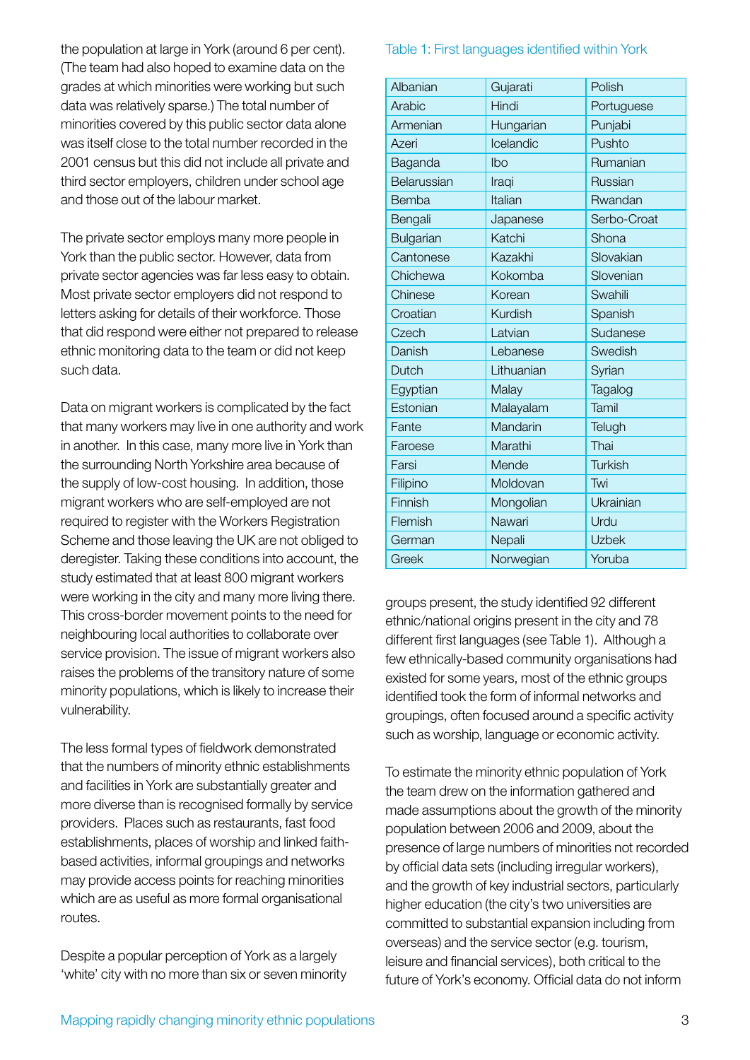the population at large in York (around 6 per cent). (The team had also hoped to examine data on the grades at which minorities were working but such data was relatively sparse.) The total number of minorities covered by this public sector data alone was itself close to the total number recorded in the 2001 census but this did not include all private and third sector employers, children under school age and those out of the labour market.

The private sector employs many more people in York than the public sector. However, data from private sector agencies was far less easy to obtain. Most private sector employers did not respond to letters asking for details of their workforce. Those that did respond were either not prepared to release ethnic monitoring data to the team or did not keep such data.

Data on migrant workers is complicated by the fact that many workers may live in one authority and work in another. In this case, many more live in York than the surrounding North Yorkshire area because of the supply of low-cost housing. In addition, those migrant workers who are self-employed are not required to register with the Workers Registration Scheme and those leaving the UK are not obliged to deregister. Taking these conditions into account, the study estimated that at least 800 migrant workers were working in the city and many more living there. This cross-border movement points to the need for neighbouring local authorities to collaborate over service provision. The issue of migrant workers also raises the problems of the transitory nature of some minority populations, which is likely to increase their vulnerability.

The less formal types of fieldwork demonstrated that the numbers of minority ethnic establishments and facilities in York are substantially greater and more diverse than is recognised formally by service providers. Places such as restaurants, fast food establishments, places of worship and linked faith-based activities, informal groupings and networks may provide access points for reaching minorities which are as useful as more formal organisational routes.

Despite a popular perception of York as a largely 'white' city with no more than six or seven minority groups present, the study identified 92 different ethnic/national origins present in the city and 78 different first languages (see Table 1). Although a few ethnically-based community organisations had existed for some years, most of the ethnic groups identified took the form of informal networks and groupings, often focused around a specific activity such as worship, language or economic activity.

Table 1: First languages identified within York

| | | |
|---|---|---|
| Albanian | Gujarati | Polish |
| Arabic | Hindi | Portuguese |
| Armenian | Hungarian | Punjabi |
| Azeri | Icelandic | Pushto |
| Baganda | Ibo | Rumanian |
| Belarussian | Iraqi | Russian |
| Bemba | Italian | Rwandan |
| Bengali | Japanese | Serbo-Croat |
| Bulgarian | Katchi | Shona |
| Cantonese | Kazakhi | Slovakian |
| Chichewa | Kokomba | Slovenian |
| Chinese | Korean | Swahili |
| Croatian | Kurdish | Spanish |
| Czech | Latvian | Sudanese |
| Danish | Lebanese | Swedish |
| Dutch | Lithuanian | Syrian |
| Egyptian | Malay | Tagalog |
| Estonian | Malayalam | Tamil |
| Fante | Mandarin | Telugh |
| Faroese | Marathi | Thai |
| Farsi | Mende | Turkish |
| Filipino | Moldovan | Twi |
| Finnish | Mongolian | Ukrainian |
| Flemish | Nawari | Urdu |
| German | Nepali | Uzbek |
| Greek | Norwegian | Yoruba |

To estimate the minority ethnic population of York the team drew on the information gathered and made assumptions about the growth of the minority population between 2006 and 2009, about the presence of large numbers of minorities not recorded by official data sets (including irregular workers), and the growth of key industrial sectors, particularly higher education (the city's two universities are committed to substantial expansion including from overseas) and the service sector (e.g. tourism, leisure and financial services), both critical to the future of York's economy. Official data do not inform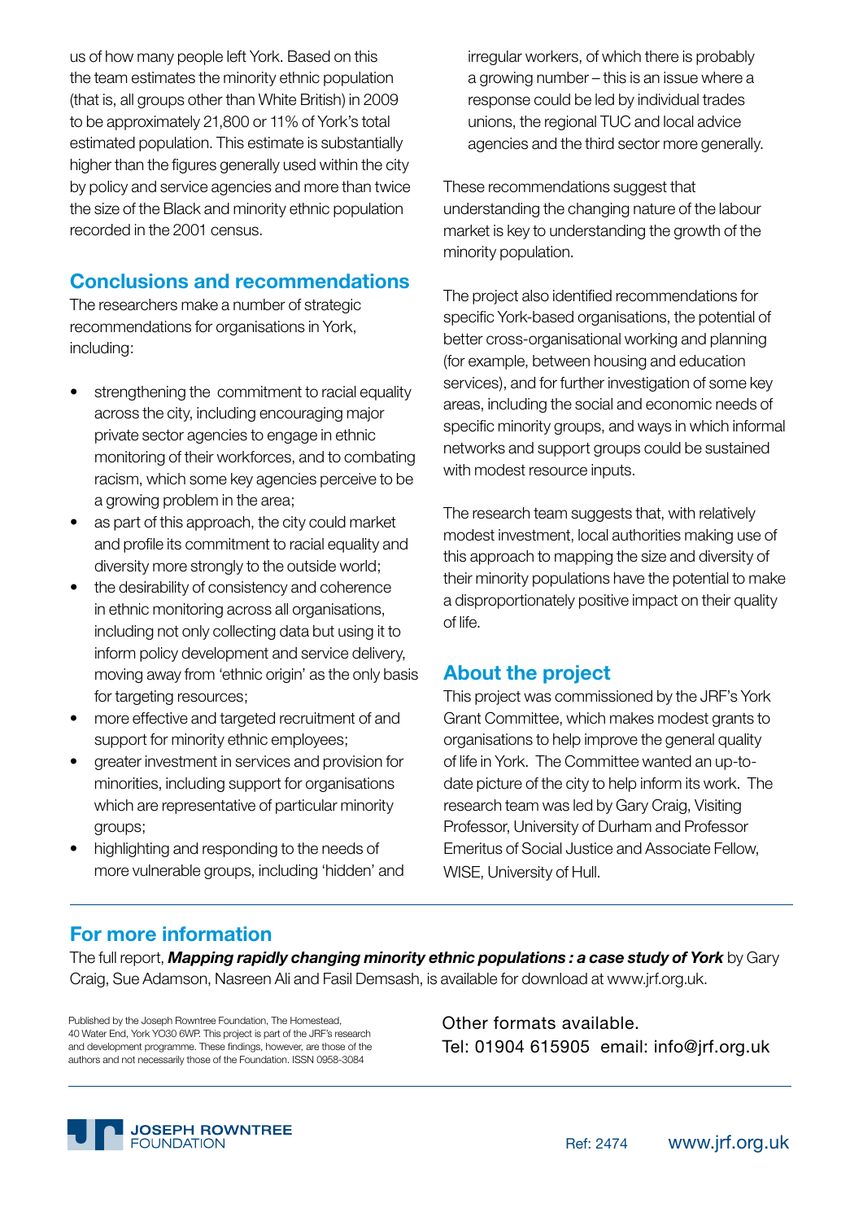us of how many people left York. Based on this the team estimates the minority ethnic population (that is, all groups other than White British) in 2009 to be approximately 21,800 or 11% of York's total estimated population. This estimate is substantially higher than the figures generally used within the city by policy and service agencies and more than twice the size of the Black and minority ethnic population recorded in the 2001 census.

## Conclusions and recommendations

The researchers make a number of strategic recommendations for organisations in York, including:

- strengthening the commitment to racial equality across the city, including encouraging major private sector agencies to engage in ethnic monitoring of their workforces, and to combating racism, which some key agencies perceive to be a growing problem in the area;
- as part of this approach, the city could market and profile its commitment to racial equality and diversity more strongly to the outside world;
- the desirability of consistency and coherence in ethnic monitoring across all organisations, including not only collecting data but using it to inform policy development and service delivery, moving away from 'ethnic origin' as the only basis for targeting resources;
- more effective and targeted recruitment of and support for minority ethnic employees;
- greater investment in services and provision for minorities, including support for organisations which are representative of particular minority groups;
- highlighting and responding to the needs of more vulnerable groups, including 'hidden' and irregular workers, of which there is probably a growing number – this is an issue where a response could be led by individual trades unions, the regional TUC and local advice agencies and the third sector more generally.

These recommendations suggest that understanding the changing nature of the labour market is key to understanding the growth of the minority population.

The project also identified recommendations for specific York-based organisations, the potential of better cross-organisational working and planning (for example, between housing and education services), and for further investigation of some key areas, including the social and economic needs of specific minority groups, and ways in which informal networks and support groups could be sustained with modest resource inputs.

The research team suggests that, with relatively modest investment, local authorities making use of this approach to mapping the size and diversity of their minority populations have the potential to make a disproportionately positive impact on their quality of life.

## About the project

This project was commissioned by the JRF's York Grant Committee, which makes modest grants to organisations to help improve the general quality of life in York. The Committee wanted an up-to-date picture of the city to help inform its work. The research team was led by Gary Craig, Visiting Professor, University of Durham and Professor Emeritus of Social Justice and Associate Fellow, WISE, University of Hull.

## For more information

The full report, ***Mapping rapidly changing minority ethnic populations : a case study of York*** by Gary Craig, Sue Adamson, Nasreen Ali and Fasil Demsash, is available for download at www.jrf.org.uk.

Published by the Joseph Rowntree Foundation, The Homestead, 40 Water End, York YO30 6WP. This project is part of the JRF's research and development programme. These findings, however, are those of the authors and not necessarily those of the Foundation. ISSN 0958-3084

Other formats available.
Tel: 01904 615905 email: info@jrf.org.uk

JOSEPH ROWNTREE FOUNDATION

Ref: 2474 www.jrf.org.uk